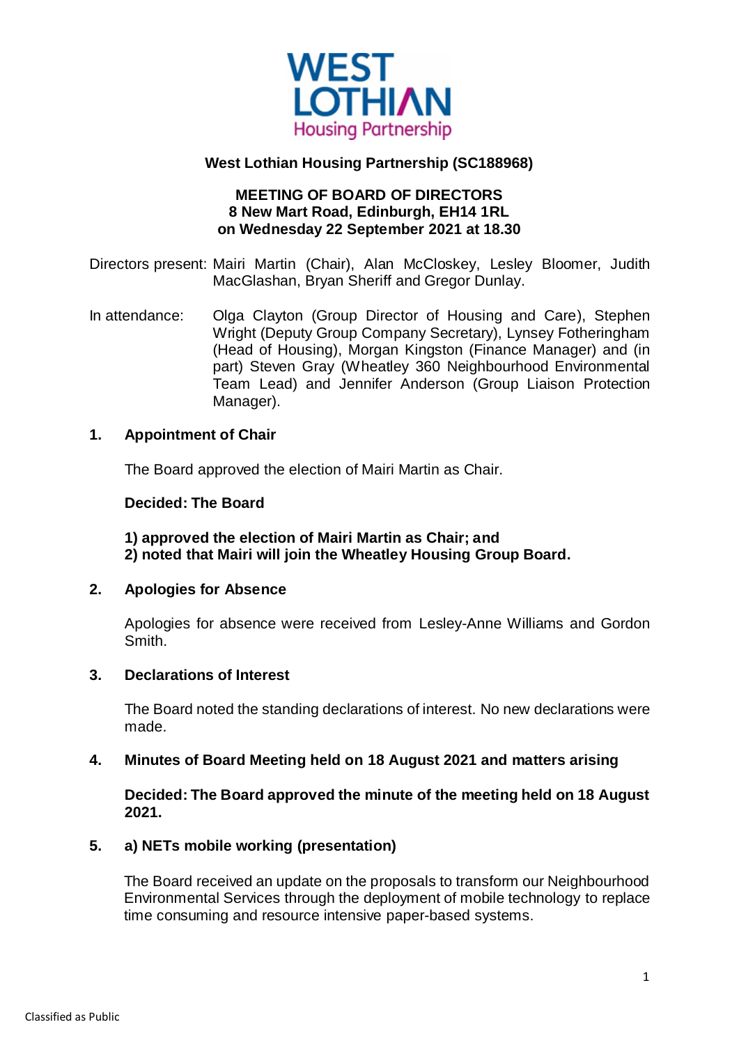**West Lothian Housing Partnership (SC188968)**

**MEETING OF BOARD OF DIRECTORS**
**8 New Mart Road, Edinburgh, EH14 1RL**
**on Wednesday 22 September 2021 at 18.30**

Directors present: Mairi Martin (Chair), Alan McCloskey, Lesley Bloomer, Judith MacGlashan, Bryan Sheriff and Gregor Dunlay.

In attendance: Olga Clayton (Group Director of Housing and Care), Stephen Wright (Deputy Group Company Secretary), Lynsey Fotheringham (Head of Housing), Morgan Kingston (Finance Manager) and (in part) Steven Gray (Wheatley 360 Neighbourhood Environmental Team Lead) and Jennifer Anderson (Group Liaison Protection Manager).

## 1. Appointment of Chair

The Board approved the election of Mairi Martin as Chair.

**Decided: The Board**

**1) approved the election of Mairi Martin as Chair; and**
**2) noted that Mairi will join the Wheatley Housing Group Board.**

## 2. Apologies for Absence

Apologies for absence were received from Lesley-Anne Williams and Gordon Smith.

## 3. Declarations of Interest

The Board noted the standing declarations of interest. No new declarations were made.

## 4. Minutes of Board Meeting held on 18 August 2021 and matters arising

**Decided: The Board approved the minute of the meeting held on 18 August 2021.**

## 5. a) NETs mobile working (presentation)

The Board received an update on the proposals to transform our Neighbourhood Environmental Services through the deployment of mobile technology to replace time consuming and resource intensive paper-based systems.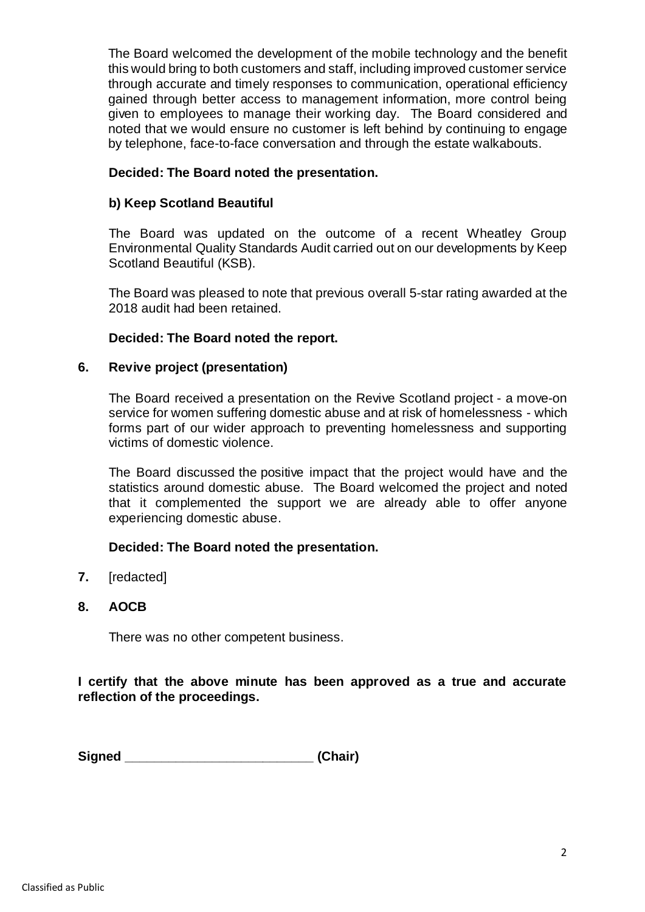The Board welcomed the development of the mobile technology and the benefit this would bring to both customers and staff, including improved customer service through accurate and timely responses to communication, operational efficiency gained through better access to management information, more control being given to employees to manage their working day. The Board considered and noted that we would ensure no customer is left behind by continuing to engage by telephone, face-to-face conversation and through the estate walkabouts.

**Decided: The Board noted the presentation.**

**b) Keep Scotland Beautiful**

The Board was updated on the outcome of a recent Wheatley Group Environmental Quality Standards Audit carried out on our developments by Keep Scotland Beautiful (KSB).

The Board was pleased to note that previous overall 5-star rating awarded at the 2018 audit had been retained.

**Decided: The Board noted the report.**

**6. Revive project (presentation)**

The Board received a presentation on the Revive Scotland project - a move-on service for women suffering domestic abuse and at risk of homelessness - which forms part of our wider approach to preventing homelessness and supporting victims of domestic violence.

The Board discussed the positive impact that the project would have and the statistics around domestic abuse. The Board welcomed the project and noted that it complemented the support we are already able to offer anyone experiencing domestic abuse.

**Decided: The Board noted the presentation.**

**7.** [redacted]

**8. AOCB**

There was no other competent business.

**I certify that the above minute has been approved as a true and accurate reflection of the proceedings.**

**Signed \_\_\_\_\_\_\_\_\_\_\_\_\_\_\_\_\_\_\_\_\_\_\_\_\_\_ (Chair)**

Classified as Public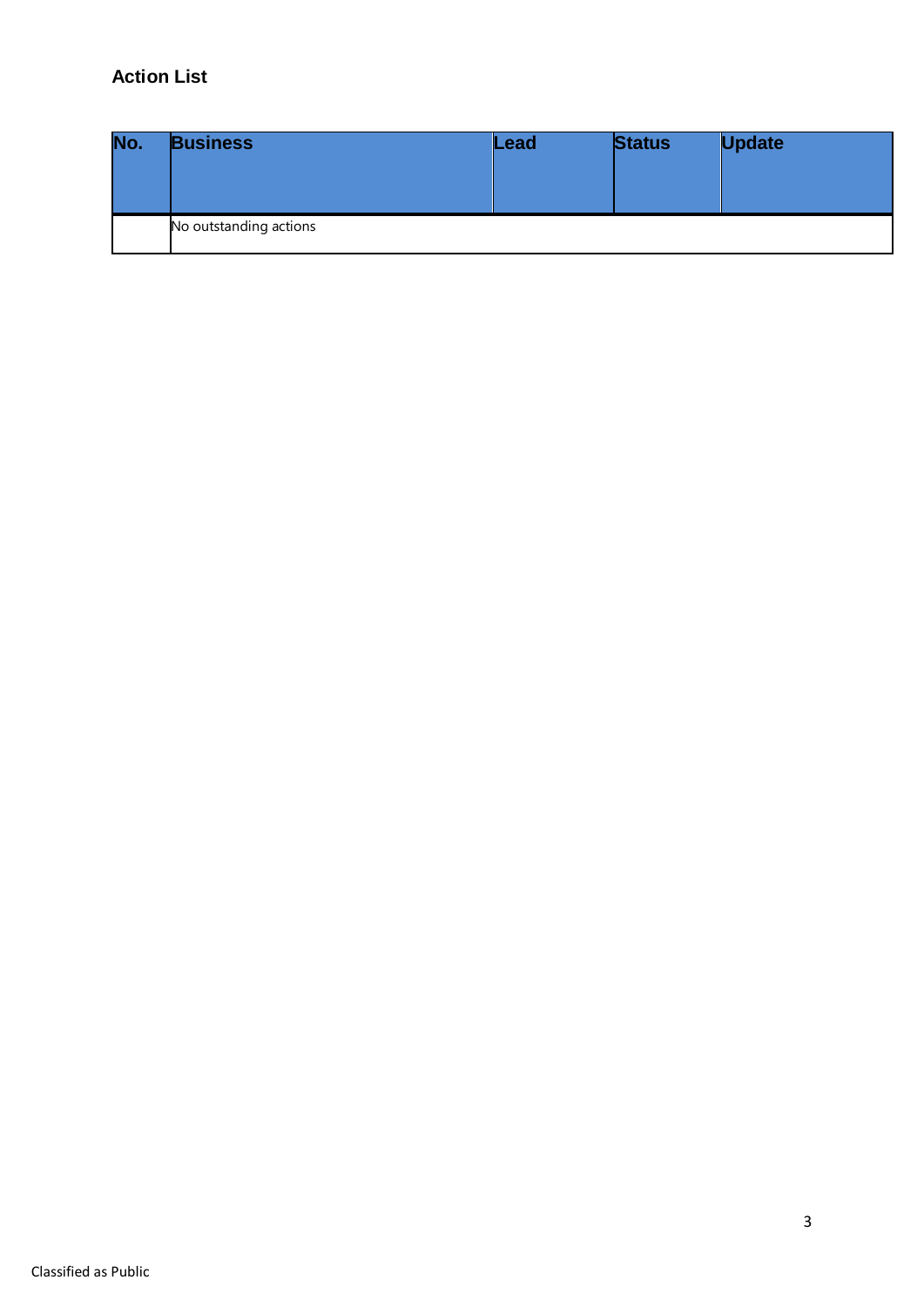**Action List**

| No. | Business | Lead | Status | Update |
| --- | --- | --- | --- | --- |
| | No outstanding actions | | | |

Classified as Public